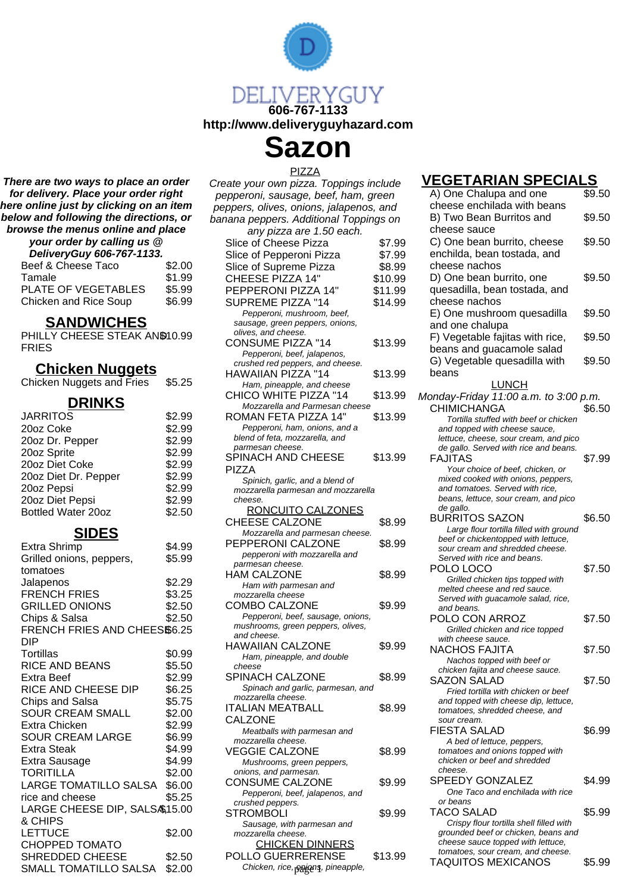DELIVERYGUY

606-767-1133

http://www.deliveryguyhazard.com

# Sazon

***There are two ways to place an order for delivery. Place your order right here online just by clicking on an item below and following the directions, or browse the menus online and place your order by calling us @ DeliveryGuy 606-767-1133.***

| Item | Price |
|---|---|
| Beef & Cheese Taco | $2.00 |
| Tamale | $1.99 |
| PLATE OF VEGETABLES | $5.99 |
| Chicken and Rice Soup | $6.99 |

## SANDWICHES

| Item | Price |
|---|---|
| PHILLY CHEESE STEAK AND FRIES | $10.99 |

## Chicken Nuggets

| Item | Price |
|---|---|
| Chicken Nuggets and Fries | $5.25 |

## DRINKS

| Item | Price |
|---|---|
| JARRITOS | $2.99 |
| 20oz Coke | $2.99 |
| 20oz Dr. Pepper | $2.99 |
| 20oz Sprite | $2.99 |
| 20oz Diet Coke | $2.99 |
| 20oz Diet Dr. Pepper | $2.99 |
| 20oz Pepsi | $2.99 |
| 20oz Diet Pepsi | $2.99 |
| Bottled Water 20oz | $2.50 |

## SIDES

| Item | Price |
|---|---|
| Extra Shrimp | $4.99 |
| Grilled onions, peppers, tomatoes | $5.99 |
| Jalapenos | $2.29 |
| FRENCH FRIES | $3.25 |
| GRILLED ONIONS | $2.50 |
| Chips & Salsa | $2.50 |
| FRENCH FRIES AND CHEESE DIP | $6.25 |
| Tortillas | $0.99 |
| RICE AND BEANS | $5.50 |
| Extra Beef | $2.99 |
| RICE AND CHEESE DIP | $6.25 |
| Chips and Salsa | $5.75 |
| SOUR CREAM SMALL | $2.00 |
| Extra Chicken | $2.99 |
| SOUR CREAM LARGE | $6.99 |
| Extra Steak | $4.99 |
| Extra Sausage | $4.99 |
| TORITILLA | $2.00 |
| LARGE TOMATILLO SALSA | $6.00 |
| rice and cheese | $5.25 |
| LARGE CHEESE DIP, SALSA & CHIPS | $15.00 |
| LETTUCE | $2.00 |
| CHOPPED TOMATO | |
| SHREDDED CHEESE | $2.50 |
| SMALL TOMATILLO SALSA | $2.00 |

## PIZZA

*Create your own pizza. Toppings include pepperoni, sausage, beef, ham, green peppers, olives, onions, jalapenos, and banana peppers. Additional Toppings on any pizza are 1.50 each.*

| Item | Price |
|---|---|
| Slice of Cheese Pizza | $7.99 |
| Slice of Pepperoni Pizza | $7.99 |
| Slice of Supreme Pizza | $8.99 |
| CHEESE PIZZA 14" | $10.99 |
| PEPPERONI PIZZA 14" | $11.99 |
| SUPREME PIZZA "14 <br> *Pepperoni, mushroom, beef, sausage, green peppers, onions, olives, and cheese.* | $14.99 |
| CONSUME PIZZA "14 <br> *Pepperoni, beef, jalapenos, crushed red peppers, and cheese.* | $13.99 |
| HAWAIIAN PIZZA "14 <br> *Ham, pineapple, and cheese* | $13.99 |
| CHICO WHITE PIZZA "14 <br> *Mozzarella and Parmesan cheese* | $13.99 |
| ROMAN FETA PIZZA 14" <br> *Pepperoni, ham, onions, and a blend of feta, mozzarella, and parmesan cheese.* | $13.99 |
| SPINACH AND CHEESE PIZZA <br> *Spinich, garlic, and a blend of mozzarella parmesan and mozzarella cheese.* | $13.99 |

## RONCUITO CALZONES

| Item | Price |
|---|---|
| CHEESE CALZONE <br> *Mozzarella and parmesan cheese.* | $8.99 |
| PEPPERONI CALZONE <br> *pepperoni with mozzarella and parmesan cheese.* | $8.99 |
| HAM CALZONE <br> *Ham with parmesan and mozzarella cheese* | $8.99 |
| COMBO CALZONE <br> *Pepperoni, beef, sausage, onions, mushrooms, green peppers, olives, and cheese.* | $9.99 |
| HAWAIIAN CALZONE <br> *Ham, pineapple, and double cheese* | $9.99 |
| SPINACH CALZONE <br> *Spinach and garlic, parmesan, and mozzarella cheese.* | $8.99 |
| ITALIAN MEATBALL CALZONE <br> *Meatballs with parmesan and mozzarella cheese.* | $8.99 |
| VEGGIE CALZONE <br> *Mushrooms, green peppers, onions, and parmesan.* | $8.99 |
| CONSUME CALZONE <br> *Pepperoni, beef, jalapenos, and crushed peppers.* | $9.99 |
| STROMBOLI <br> *Sausage, with parmesan and mozzarella cheese.* | $9.99 |

## CHICKEN DINNERS

| Item | Price |
|---|---|
| POLLO GUERRERENSE <br> *Chicken, rice, onions, pineapple,* | $13.99 |

## VEGETARIAN SPECIALS

| Item | Price |
|---|---|
| A) One Chalupa and one cheese enchilada with beans | $9.50 |
| B) Two Bean Burritos and cheese sauce | $9.50 |
| C) One bean burrito, cheese enchilda, bean tostada, and cheese nachos | $9.50 |
| D) One bean burrito, one quesadilla, bean tostada, and cheese nachos | $9.50 |
| E) One mushroom quesadilla and one chalupa | $9.50 |
| F) Vegetable fajitas with rice, beans and guacamole salad | $9.50 |
| G) Vegetable quesadilla with beans | $9.50 |

## LUNCH

*Monday-Friday 11:00 a.m. to 3:00 p.m.*

| Item | Price |
|---|---|
| CHIMICHANGA <br> *Tortilla stuffed with beef or chicken and topped with cheese sauce, lettuce, cheese, sour cream, and pico de gallo. Served with rice and beans.* | $6.50 |
| FAJITAS <br> *Your choice of beef, chicken, or mixed cooked with onions, peppers, and tomatoes. Served with rice, beans, lettuce, sour cream, and pico de gallo.* | $7.99 |
| BURRITOS SAZON <br> *Large flour tortilla filled with ground beef or chickentopped with lettuce, sour cream and shredded cheese. Served with rice and beans.* | $6.50 |
| POLO LOCO <br> *Grilled chicken tips topped with melted cheese and red sauce. Served with guacamole salad, rice, and beans.* | $7.50 |
| POLO CON ARROZ <br> *Grilled chicken and rice topped with cheese sauce.* | $7.50 |
| NACHOS FAJITA <br> *Nachos topped with beef or chicken fajita and cheese sauce.* | $7.50 |
| SAZON SALAD <br> *Fried tortilla with chicken or beef and topped with cheese dip, lettuce, tomatoes, shredded cheese, and sour cream.* | $7.50 |
| FIESTA SALAD <br> *A bed of lettuce, peppers, tomatoes and onions topped with chicken or beef and shredded cheese.* | $6.99 |
| SPEEDY GONZALEZ <br> *One Taco and enchilada with rice or beans* | $4.99 |
| TACO SALAD <br> *Crispy flour tortilla shell filled with grounded beef or chicken, beans and cheese sauce topped with lettuce, tomatoes, sour cream, and cheese.* | $5.99 |
| TAQUITOS MEXICANOS | $5.99 |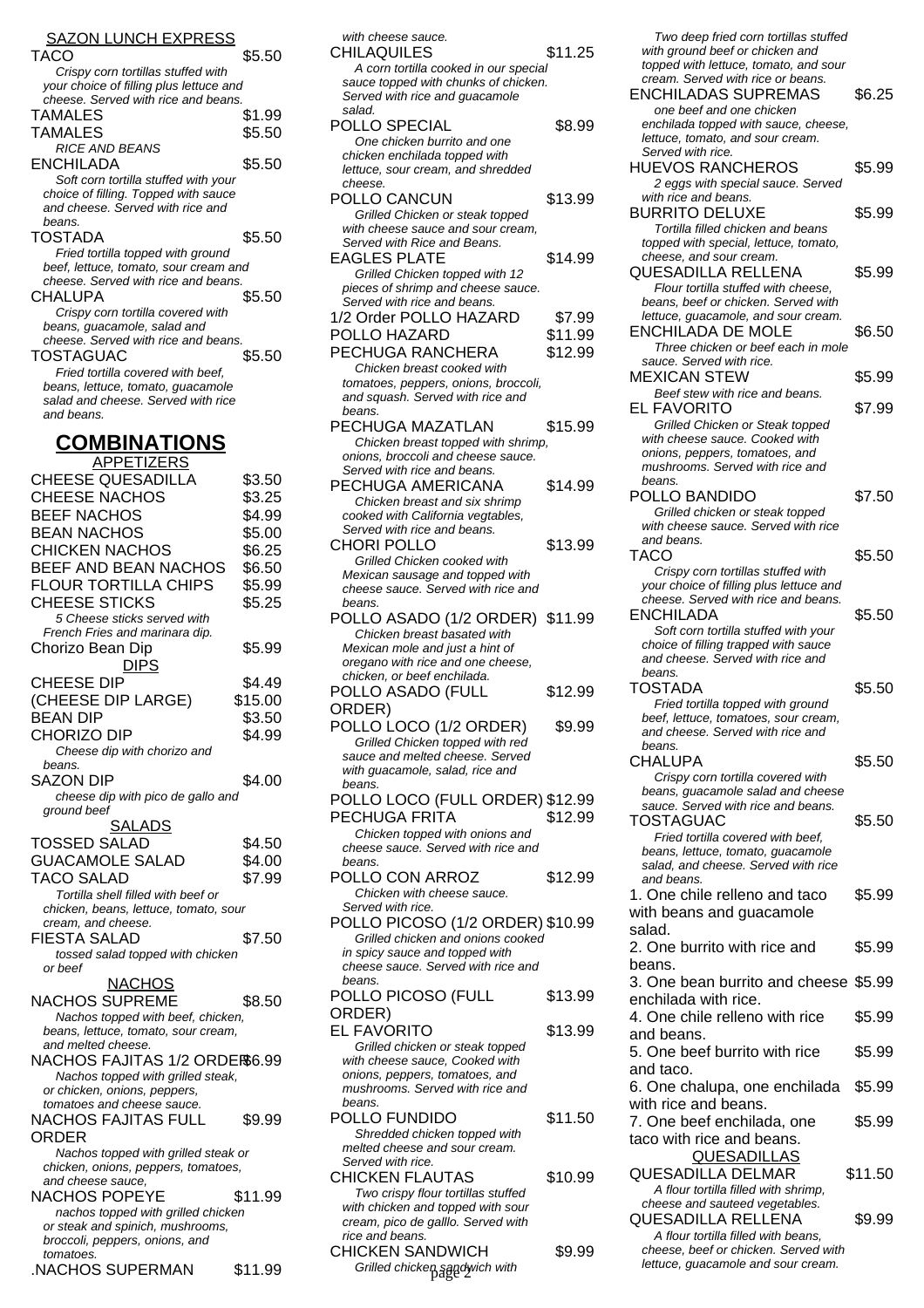SAZON LUNCH EXPRESS

TACO $5.50
*Crispy corn tortillas stuffed with your choice of filling plus lettuce and cheese. Served with rice and beans.*

TAMALES $1.99

TAMALES $5.50
*RICE AND BEANS*

ENCHILADA $5.50
*Soft corn tortilla stuffed with your choice of filling. Topped with sauce and cheese. Served with rice and beans.*

TOSTADA $5.50
*Fried tortilla topped with ground beef, lettuce, tomato, sour cream and cheese. Served with rice and beans.*

CHALUPA $5.50
*Crispy corn tortilla covered with beans, guacamole, salad and cheese. Served with rice and beans.*

TOSTAGUAC $5.50
*Fried tortilla covered with beef, beans, lettuce, tomato, guacamole salad and cheese. Served with rice and beans.*

# COMBINATIONS

APPETIZERS

CHEESE QUESADILLA $3.50

CHEESE NACHOS $3.25

BEEF NACHOS $4.99

BEAN NACHOS $5.00

CHICKEN NACHOS $6.25

BEEF AND BEAN NACHOS $6.50

FLOUR TORTILLA CHIPS $5.99

CHEESE STICKS $5.25
*5 Cheese sticks served with French Fries and marinara dip.*

Chorizo Bean Dip $5.99

DIPS

CHEESE DIP $4.49

(CHEESE DIP LARGE) $15.00

BEAN DIP $3.50

CHORIZO DIP $4.99
*Cheese dip with chorizo and beans.*

SAZON DIP $4.00
*cheese dip with pico de gallo and ground beef*

SALADS

TOSSED SALAD $4.50

GUACAMOLE SALAD $4.00

TACO SALAD $7.99
*Tortilla shell filled with beef or chicken, beans, lettuce, tomato, sour cream, and cheese.*

FIESTA SALAD $7.50
*tossed salad topped with chicken or beef*

NACHOS

NACHOS SUPREME $8.50
*Nachos topped with beef, chicken, beans, lettuce, tomato, sour cream, and melted cheese.*

NACHOS FAJITAS 1/2 ORDER $6.99
*Nachos topped with grilled steak, or chicken, onions, peppers, tomatoes and cheese sauce.*

NACHOS FAJITAS FULL ORDER $9.99
*Nachos topped with grilled steak or chicken, onions, peppers, tomatoes, and cheese sauce,*

NACHOS POPEYE $11.99
*nachos topped with grilled chicken or steak and spinich, mushrooms, broccoli, peppers, onions, and tomatoes.*

.NACHOS SUPERMAN $11.99
*with cheese sauce.*

CHILAQUILES $11.25
*A corn tortilla cooked in our special sauce topped with chunks of chicken. Served with rice and guacamole salad.*

POLLO SPECIAL $8.99
*One chicken burrito and one chicken enchilada topped with lettuce, sour cream, and shredded cheese.*

POLLO CANCUN $13.99
*Grilled Chicken or steak topped with cheese sauce and sour cream, Served with Rice and Beans.*

EAGLES PLATE $14.99
*Grilled Chicken topped with 12 pieces of shrimp and cheese sauce. Served with rice and beans.*

1/2 Order POLLO HAZARD $7.99

POLLO HAZARD $11.99

PECHUGA RANCHERA $12.99
*Chicken breast cooked with tomatoes, peppers, onions, broccoli, and squash. Served with rice and beans.*

PECHUGA MAZATLAN $15.99
*Chicken breast topped with shrimp, onions, broccoli and cheese sauce. Served with rice and beans.*

PECHUGA AMERICANA $14.99
*Chicken breast and six shrimp cooked with California vegtables, Served with rice and beans.*

CHORI POLLO $13.99
*Grilled Chicken cooked with Mexican sausage and topped with cheese sauce. Served with rice and beans.*

POLLO ASADO (1/2 ORDER) $11.99
*Chicken breast basated with Mexican mole and just a hint of oregano with rice and one cheese, chicken, or beef enchilada.*

POLLO ASADO (FULL ORDER) $12.99

POLLO LOCO (1/2 ORDER) $9.99
*Grilled Chicken topped with red sauce and melted cheese. Served with guacamole, salad, rice and beans.*

POLLO LOCO (FULL ORDER) $12.99

PECHUGA FRITA $12.99
*Chicken topped with onions and cheese sauce. Served with rice and beans.*

POLLO CON ARROZ $12.99
*Chicken with cheese sauce. Served with rice.*

POLLO PICOSO (1/2 ORDER) $10.99
*Grilled chicken and onions cooked in spicy sauce and topped with cheese sauce. Served with rice and beans.*

POLLO PICOSO (FULL ORDER) $13.99

EL FAVORITO $13.99
*Grilled chicken or steak topped with cheese sauce, Cooked with onions, peppers, tomatoes, and mushrooms. Served with rice and beans.*

POLLO FUNDIDO $11.50
*Shredded chicken topped with melted cheese and sour cream. Served with rice.*

CHICKEN FLAUTAS $10.99
*Two crispy flour tortillas stuffed with chicken and topped with sour cream, pico de galllo. Served with rice and beans.*

CHICKEN SANDWICH $9.99
*Grilled chicken sandwich with*

*Two deep fried corn tortillas stuffed with ground beef or chicken and topped with lettuce, tomato, and sour cream. Served with rice or beans.*

ENCHILADAS SUPREMAS $6.25
*one beef and one chicken enchilada topped with sauce, cheese, lettuce, tomato, and sour cream. Served with rice.*

HUEVOS RANCHEROS $5.99
*2 eggs with special sauce. Served with rice and beans.*

BURRITO DELUXE $5.99
*Tortilla filled chicken and beans topped with special, lettuce, tomato, cheese, and sour cream.*

QUESADILLA RELLENA $5.99
*Flour tortilla stuffed with cheese, beans, beef or chicken. Served with lettuce, guacamole, and sour cream.*

ENCHILADA DE MOLE $6.50
*Three chicken or beef each in mole sauce. Served with rice.*

MEXICAN STEW $5.99
*Beef stew with rice and beans.*

EL FAVORITO $7.99
*Grilled Chicken or Steak topped with cheese sauce. Cooked with onions, peppers, tomatoes, and mushrooms. Served with rice and beans.*

POLLO BANDIDO $7.50
*Grilled chicken or steak topped with cheese sauce. Served with rice and beans.*

TACO $5.50
*Crispy corn tortillas stuffed with your choice of filling plus lettuce and cheese. Served with rice and beans.*

ENCHILADA $5.50
*Soft corn tortilla stuffed with your choice of filling trapped with sauce and cheese. Served with rice and beans.*

TOSTADA $5.50
*Fried tortilla topped with ground beef, lettuce, tomatoes, sour cream, and cheese. Served with rice and beans.*

CHALUPA $5.50
*Crispy corn tortilla covered with beans, guacamole salad and cheese sauce. Served with rice and beans.*

TOSTAGUAC $5.50
*Fried tortilla covered with beef, beans, lettuce, tomato, guacamole salad, and cheese. Served with rice and beans.*

1. One chile relleno and taco with beans and guacamole salad. $5.99

2. One burrito with rice and beans. $5.99

3. One bean burrito and cheese enchilada with rice. $5.99

4. One chile relleno with rice and beans. $5.99

5. One beef burrito with rice and taco. $5.99

6. One chalupa, one enchilada with rice and beans. $5.99

7. One beef enchilada, one taco with rice and beans. $5.99

QUESADILLAS

QUESADILLA DELMAR $11.50
*A flour tortilla filled with shrimp, cheese and sauteed vegetables.*

QUESADILLA RELLENA $9.99
*A flour tortilla filled with beans, cheese, beef or chicken. Served with lettuce, guacamole and sour cream.*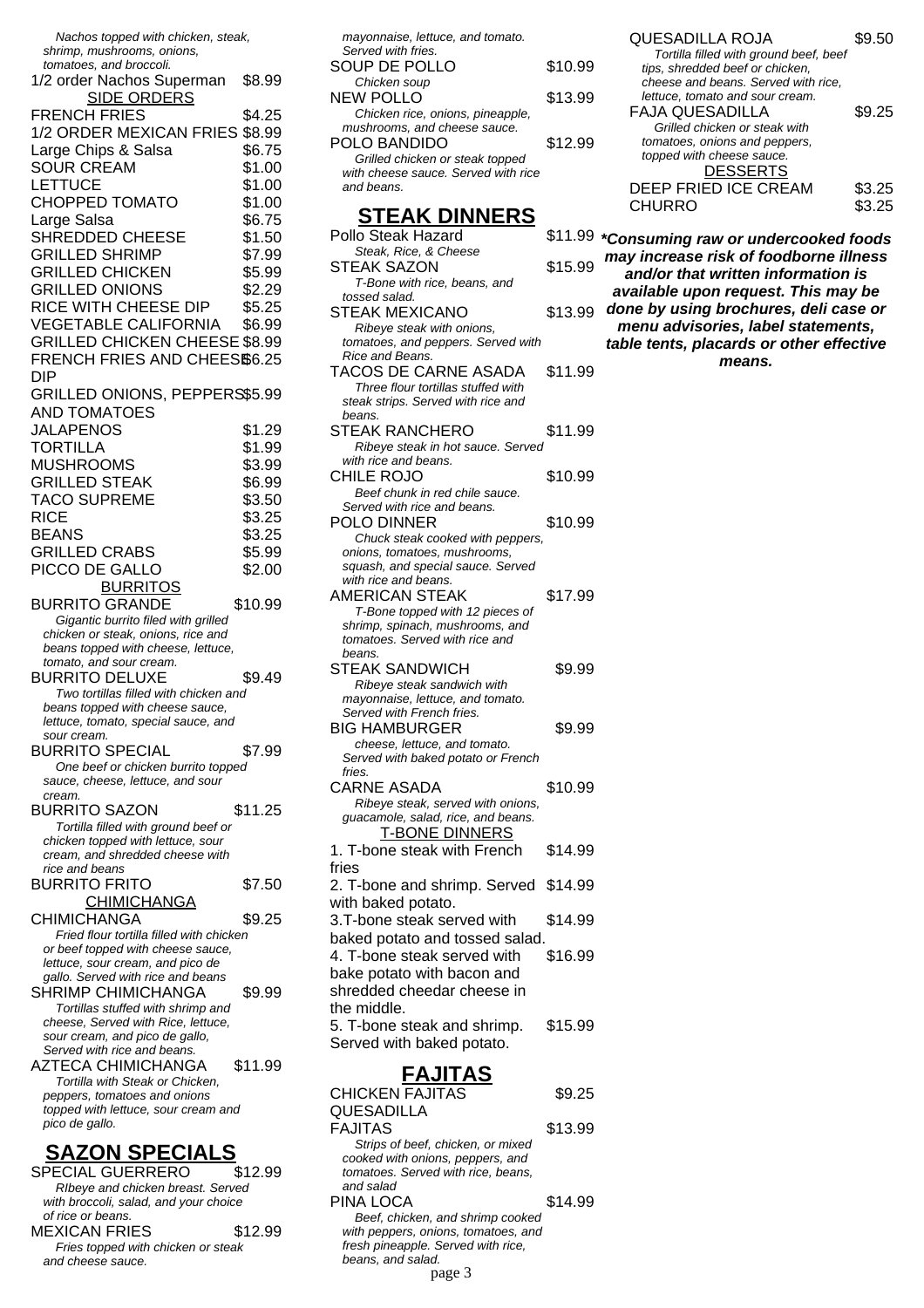*Nachos topped with chicken, steak, shrimp, mushrooms, onions, tomatoes, and broccoli.*

1/2 order Nachos Superman $8.99

**SIDE ORDERS**

| Item | Price |
|---|---|
| FRENCH FRIES | $4.25 |
| 1/2 ORDER MEXICAN FRIES | $8.99 |
| Large Chips & Salsa | $6.75 |
| SOUR CREAM | $1.00 |
| LETTUCE | $1.00 |
| CHOPPED TOMATO | $1.00 |
| Large Salsa | $6.75 |
| SHREDDED CHEESE | $1.50 |
| GRILLED SHRIMP | $7.99 |
| GRILLED CHICKEN | $5.99 |
| GRILLED ONIONS | $2.29 |
| RICE WITH CHEESE DIP | $5.25 |
| VEGETABLE CALIFORNIA | $6.99 |
| GRILLED CHICKEN CHEESE | $8.99 |
| FRENCH FRIES AND CHEESE DIP | $6.25 |
| GRILLED ONIONS, PEPPERS AND TOMATOES | $5.99 |
| JALAPENOS | $1.29 |
| TORTILLA | $1.99 |
| MUSHROOMS | $3.99 |
| GRILLED STEAK | $6.99 |
| TACO SUPREME | $3.50 |
| RICE | $3.25 |
| BEANS | $3.25 |
| GRILLED CRABS | $5.99 |
| PICCO DE GALLO | $2.00 |

**BURRITOS**

BURRITO GRANDE $10.99
*Gigantic burrito filed with grilled chicken or steak, onions, rice and beans topped with cheese, lettuce, tomato, and sour cream.*

BURRITO DELUXE $9.49
*Two tortillas filled with chicken and beans topped with cheese sauce, lettuce, tomato, special sauce, and sour cream.*

BURRITO SPECIAL $7.99
*One beef or chicken burrito topped sauce, cheese, lettuce, and sour cream.*

BURRITO SAZON $11.25
*Tortilla filled with ground beef or chicken topped with lettuce, sour cream, and shredded cheese with rice and beans*

BURRITO FRITO $7.50

**CHIMICHANGA**

CHIMICHANGA $9.25
*Fried flour tortilla filled with chicken or beef topped with cheese sauce, lettuce, sour cream, and pico de gallo. Served with rice and beans*

SHRIMP CHIMICHANGA $9.99
*Tortillas stuffed with shrimp and cheese, Served with Rice, lettuce, sour cream, and pico de gallo, Served with rice and beans.*

AZTECA CHIMICHANGA $11.99
*Tortilla with Steak or Chicken, peppers, tomatoes and onions topped with lettuce, sour cream and pico de gallo.*

## SAZON SPECIALS

SPECIAL GUERRERO $12.99
*RIbeye and chicken breast. Served with broccoli, salad, and your choice of rice or beans.*

MEXICAN FRIES $12.99
*Fries topped with chicken or steak and cheese sauce.* *mayonnaise, lettuce, and tomato. Served with fries.*

SOUP DE POLLO $10.99
*Chicken soup*

NEW POLLO $13.99
*Chicken rice, onions, pineapple, mushrooms, and cheese sauce.*

POLO BANDIDO $12.99
*Grilled chicken or steak topped with cheese sauce. Served with rice and beans.*

## STEAK DINNERS

Pollo Steak Hazard $11.99
*Steak, Rice, & Cheese*

STEAK SAZON $15.99
*T-Bone with rice, beans, and tossed salad.*

STEAK MEXICANO $13.99
*Ribeye steak with onions, tomatoes, and peppers. Served with Rice and Beans.*

TACOS DE CARNE ASADA $11.99
*Three flour tortillas stuffed with steak strips. Served with rice and beans.*

STEAK RANCHERO $11.99
*Ribeye steak in hot sauce. Served with rice and beans.*

CHILE ROJO $10.99
*Beef chunk in red chile sauce. Served with rice and beans.*

POLO DINNER $10.99
*Chuck steak cooked with peppers, onions, tomatoes, mushrooms, squash, and special sauce. Served with rice and beans.*

AMERICAN STEAK $17.99
*T-Bone topped with 12 pieces of shrimp, spinach, mushrooms, and tomatoes. Served with rice and beans.*

STEAK SANDWICH $9.99
*Ribeye steak sandwich with mayonnaise, lettuce, and tomato. Served with French fries.*

BIG HAMBURGER $9.99
*cheese, lettuce, and tomato. Served with baked potato or French fries.*

CARNE ASADA $10.99
*Ribeye steak, served with onions, guacamole, salad, rice, and beans.*

**T-BONE DINNERS**

| Item | Price |
|---|---|
| 1. T-bone steak with French fries | $14.99 |
| 2. T-bone and shrimp. Served with baked potato. | $14.99 |
| 3.T-bone steak served with baked potato and tossed salad. | $14.99 |
| 4. T-bone steak served with bake potato with bacon and shredded cheedar cheese in the middle. | $16.99 |
| 5. T-bone steak and shrimp. Served with baked potato. | $15.99 |

## FAJITAS

CHICKEN FAJITAS QUESADILLA $9.25

FAJITAS $13.99
*Strips of beef, chicken, or mixed cooked with onions, peppers, and tomatoes. Served with rice, beans, and salad*

PINA LOCA $14.99
*Beef, chicken, and shrimp cooked with peppers, onions, tomatoes, and fresh pineapple. Served with rice, beans, and salad.*

QUESADILLA ROJA $9.50
*Tortilla filled with ground beef, beef tips, shredded beef or chicken, cheese and beans. Served with rice, lettuce, tomato and sour cream.*

FAJA QUESADILLA $9.25
*Grilled chicken or steak with tomatoes, onions and peppers, topped with cheese sauce.*

**DESSERTS**

| Item | Price |
|---|---|
| DEEP FRIED ICE CREAM | $3.25 |
| CHURRO | $3.25 |

***Consuming raw or undercooked foods may increase risk of foodborne illness and/or that written information is available upon request. This may be done by using brochures, deli case or menu advisories, label statements, table tents, placards or other effective means.***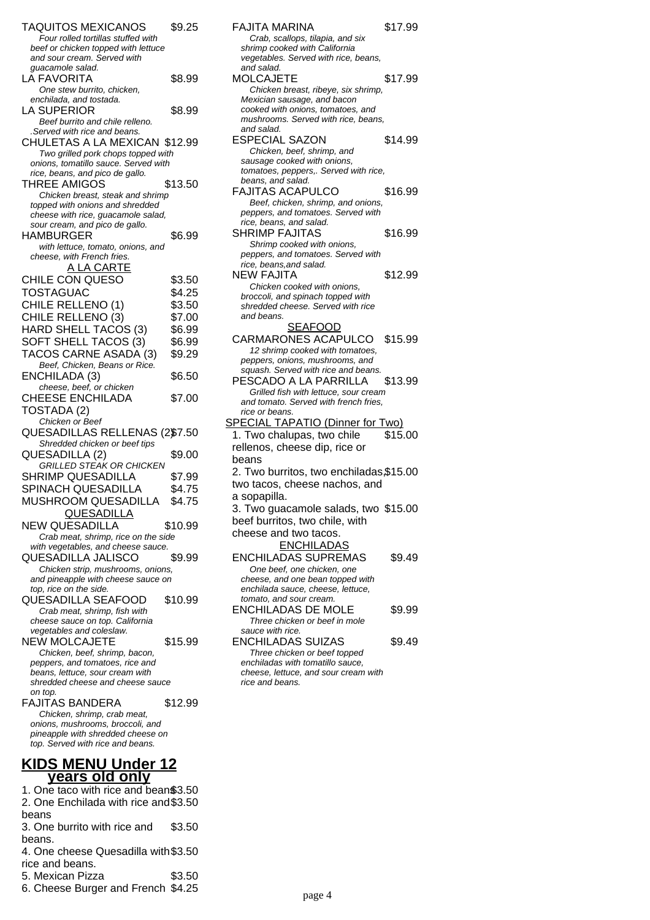TAQUITOS MEXICANOS $9.25
*Four rolled tortillas stuffed with beef or chicken topped with lettuce and sour cream. Served with guacamole salad.*

LA FAVORITA $8.99
*One stew burrito, chicken, enchilada, and tostada.*

LA SUPERIOR $8.99
*Beef burrito and chile relleno. .Served with rice and beans.*

CHULETAS A LA MEXICAN $12.99
*Two grilled pork chops topped with onions, tomatillo sauce. Served with rice, beans, and pico de gallo.*

THREE AMIGOS $13.50
*Chicken breast, steak and shrimp topped with onions and shredded cheese with rice, guacamole salad, sour cream, and pico de gallo.*

HAMBURGER $6.99
*with lettuce, tomato, onions, and cheese, with French fries.*

## A LA CARTE

CHILE CON QUESO $3.50

TOSTAGUAC $4.25

CHILE RELLENO (1) $3.50

CHILE RELLENO (3) $7.00

HARD SHELL TACOS (3) $6.99

SOFT SHELL TACOS (3) $6.99

TACOS CARNE ASADA (3) $9.29
*Beef, Chicken, Beans or Rice.*

ENCHILADA (3) $6.50
*cheese, beef, or chicken*

CHEESE ENCHILADA $7.00

TOSTADA (2)
*Chicken or Beef*

QUESADILLAS RELLENAS (2) $7.50
*Shredded chicken or beef tips*

QUESADILLA (2) $9.00
*GRILLED STEAK OR CHICKEN*

SHRIMP QUESADILLA $7.99

SPINACH QUESADILLA $4.75

MUSHROOM QUESADILLA $4.75

## QUESADILLA

NEW QUESADILLA $10.99
*Crab meat, shrimp, rice on the side with vegetables, and cheese sauce.*

QUESADILLA JALISCO $9.99
*Chicken strip, mushrooms, onions, and pineapple with cheese sauce on top, rice on the side.*

QUESADILLA SEAFOOD $10.99
*Crab meat, shrimp, fish with cheese sauce on top. California vegetables and coleslaw.*

NEW MOLCAJETE $15.99
*Chicken, beef, shrimp, bacon, peppers, and tomatoes, rice and beans, lettuce, sour cream with shredded cheese and cheese sauce on top.*

FAJITAS BANDERA $12.99
*Chicken, shrimp, crab meat, onions, mushrooms, broccoli, and pineapple with shredded cheese on top. Served with rice and beans.*

## KIDS MENU Under 12 years old only

1. One taco with rice and beans $3.50
2. One Enchilada with rice and beans $3.50
3. One burrito with rice and beans. $3.50
4. One cheese Quesadilla with rice and beans. $3.50
5. Mexican Pizza $3.50
6. Cheese Burger and French $4.25

FAJITA MARINA $17.99
*Crab, scallops, tilapia, and six shrimp cooked with California vegetables. Served with rice, beans, and salad.*

MOLCAJETE $17.99
*Chicken breast, ribeye, six shrimp, Mexican sausage, and bacon cooked with onions, tomatoes, and mushrooms. Served with rice, beans, and salad.*

ESPECIAL SAZON $14.99
*Chicken, beef, shrimp, and sausage cooked with onions, tomatoes, peppers,. Served with rice, beans, and salad.*

FAJITAS ACAPULCO $16.99
*Beef, chicken, shrimp, and onions, peppers, and tomatoes. Served with rice, beans, and salad.*

SHRIMP FAJITAS $16.99
*Shrimp cooked with onions, peppers, and tomatoes. Served with rice, beans,and salad.*

NEW FAJITA $12.99
*Chicken cooked with onions, broccoli, and spinach topped with shredded cheese. Served with rice and beans.*

## SEAFOOD

CARMARONES ACAPULCO $15.99
*12 shrimp cooked with tomatoes, peppers, onions, mushrooms, and squash. Served with rice and beans.*

PESCADO A LA PARRILLA $13.99
*Grilled fish with lettuce, sour cream and tomato. Served with french fries, rice or beans.*

## SPECIAL TAPATIO (Dinner for Two)

1. Two chalupas, two chile rellenos, cheese dip, rice or beans $15.00
2. Two burritos, two enchiladas, two tacos, cheese nachos, and a sopapilla. $15.00
3. Two guacamole salads, two beef burritos, two chile, with cheese and two tacos. $15.00

## ENCHILADAS

ENCHILADAS SUPREMAS $9.49
*One beef, one chicken, one cheese, and one bean topped with enchilada sauce, cheese, lettuce, tomato, and sour cream.*

ENCHILADAS DE MOLE $9.99
*Three chicken or beef in mole sauce with rice.*

ENCHILADAS SUIZAS $9.49
*Three chicken or beef topped enchiladas with tomatillo sauce, cheese, lettuce, and sour cream with rice and beans.*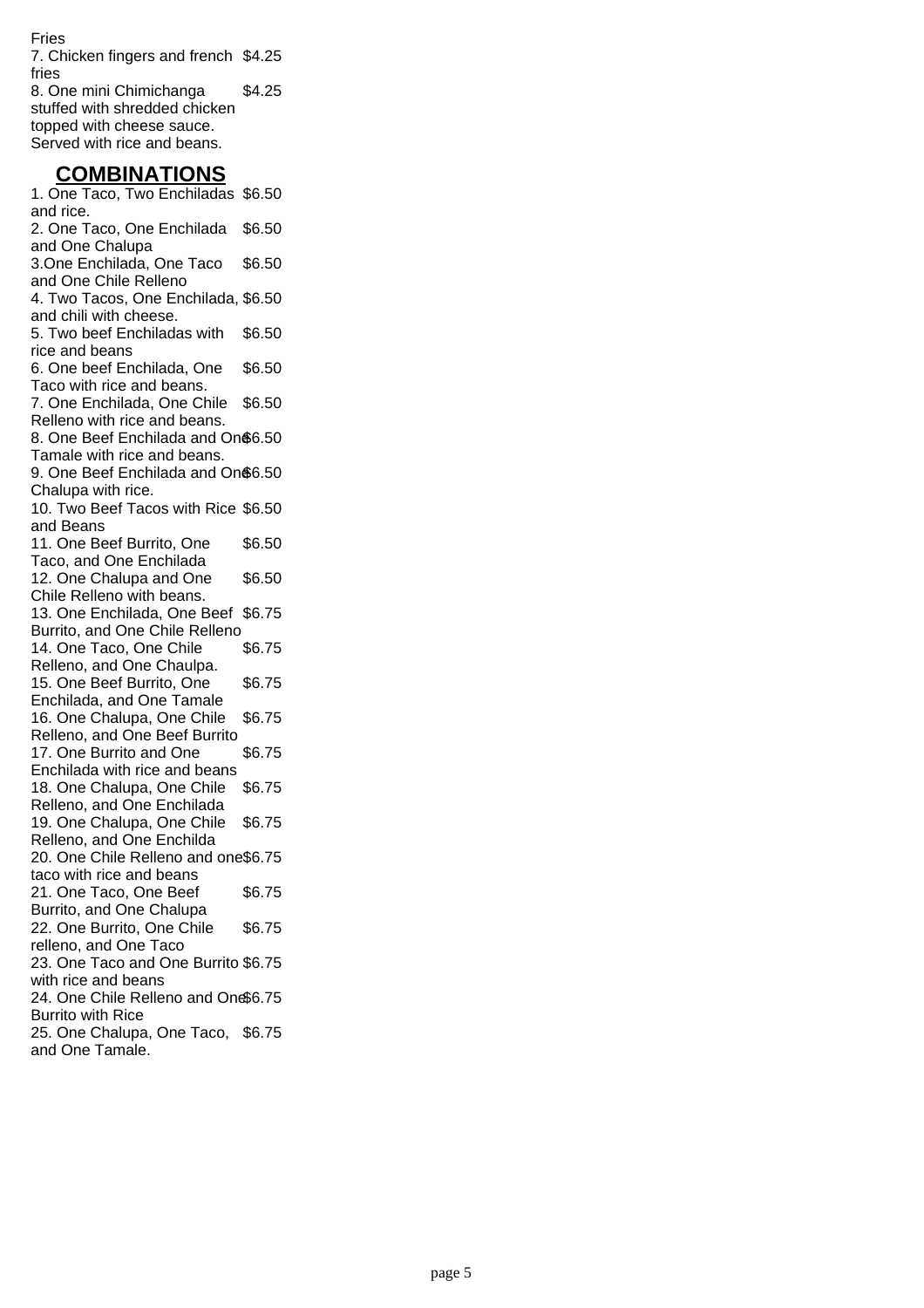Fries

7. Chicken fingers and french fries $4.25

8. One mini Chimichanga stuffed with shredded chicken topped with cheese sauce. Served with rice and beans. $4.25

## COMBINATIONS

1. One Taco, Two Enchiladas and rice. $6.50
2. One Taco, One Enchilada and One Chalupa $6.50
3. One Enchilada, One Taco and One Chile Relleno $6.50
4. Two Tacos, One Enchilada, and chili with cheese. $6.50
5. Two beef Enchiladas with rice and beans $6.50
6. One beef Enchilada, One Taco with rice and beans. $6.50
7. One Enchilada, One Chile Relleno with rice and beans. $6.50
8. One Beef Enchilada and One Tamale with rice and beans. $6.50
9. One Beef Enchilada and One Chalupa with rice. $6.50
10. Two Beef Tacos with Rice and Beans $6.50
11. One Beef Burrito, One Taco, and One Enchilada $6.50
12. One Chalupa and One Chile Relleno with beans. $6.50
13. One Enchilada, One Beef Burrito, and One Chile Relleno $6.75
14. One Taco, One Chile Relleno, and One Chaulpa. $6.75
15. One Beef Burrito, One Enchilada, and One Tamale $6.75
16. One Chalupa, One Chile Relleno, and One Beef Burrito $6.75
17. One Burrito and One Enchilada with rice and beans $6.75
18. One Chalupa, One Chile Relleno, and One Enchilada $6.75
19. One Chalupa, One Chile Relleno, and One Enchilda $6.75
20. One Chile Relleno and one taco with rice and beans $6.75
21. One Taco, One Beef Burrito, and One Chalupa $6.75
22. One Burrito, One Chile relleno, and One Taco $6.75
23. One Taco and One Burrito with rice and beans $6.75
24. One Chile Relleno and One Burrito with Rice $6.75
25. One Chalupa, One Taco, and One Tamale. $6.75